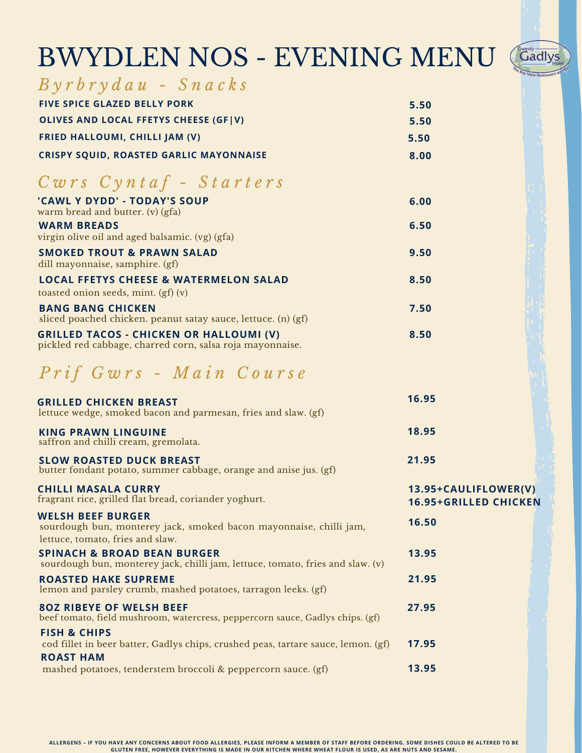# BWYDLEN NOS - EVENING MENU

## *Byrbrydau - Snacks*

| | |
|---|---|
| **FIVE SPICE GLAZED BELLY PORK** | **5.50** |
| **OLIVES AND LOCAL FFETYS CHEESE (GF\|V)** | **5.50** |
| **FRIED HALLOUMI, CHILLI JAM (V)** | **5.50** |
| **CRISPY SQUID, ROASTED GARLIC MAYONNAISE** | **8.00** |

## *Cwrs Cyntaf - Starters*

**'CAWL Y DYDD' - TODAY'S SOUP** — **6.00**
warm bread and butter. (v) (gfa)

**WARM BREADS** — **6.50**
virgin olive oil and aged balsamic. (vg) (gfa)

**SMOKED TROUT & PRAWN SALAD** — **9.50**
dill mayonnaise, samphire. (gf)

**LOCAL FFETYS CHEESE & WATERMELON SALAD** — **8.50**
toasted onion seeds, mint. (gf) (v)

**BANG BANG CHICKEN** — **7.50**
sliced poached chicken. peanut satay sauce, lettuce. (n) (gf)

**GRILLED TACOS - CHICKEN OR HALLOUMI (V)** — **8.50**
pickled red cabbage, charred corn, salsa roja mayonnaise.

## *Prif Gwrs - Main Course*

**GRILLED CHICKEN BREAST** — **16.95**
lettuce wedge, smoked bacon and parmesan, fries and slaw. (gf)

**KING PRAWN LINGUINE** — **18.95**
saffron and chilli cream, gremolata.

**SLOW ROASTED DUCK BREAST** — **21.95**
butter fondant potato, summer cabbage, orange and anise jus. (gf)

**CHILLI MASALA CURRY** — **13.95+CAULIFLOWER(V)** / **16.95+GRILLED CHICKEN**
fragrant rice, grilled flat bread, coriander yoghurt.

**WELSH BEEF BURGER** — **16.50**
sourdough bun, monterey jack, smoked bacon mayonnaise, chilli jam, lettuce, tomato, fries and slaw.

**SPINACH & BROAD BEAN BURGER** — **13.95**
sourdough bun, monterey jack, chilli jam, lettuce, tomato, fries and slaw. (v)

**ROASTED HAKE SUPREME** — **21.95**
lemon and parsley crumb, mashed potatoes, tarragon leeks. (gf)

**8OZ RIBEYE OF WELSH BEEF** — **27.95**
beef tomato, field mushroom, watercress, peppercorn sauce, Gadlys chips. (gf)

**FISH & CHIPS** — **17.95**
cod fillet in beer batter, Gadlys chips, crushed peas, tartare sauce, lemon. (gf)

**ROAST HAM** — **13.95**
mashed potatoes, tenderstem broccoli & peppercorn sauce. (gf)

**ALLERGENS – IF YOU HAVE ANY CONCERNS ABOUT FOOD ALLERGIES, PLEASE INFORM A MEMBER OF STAFF BEFORE ORDERING. SOME DISHES COULD BE ALTERED TO BE GLUTEN FREE, HOWEVER EVERYTHING IS MADE IN OUR KITCHEN WHERE WHEAT FLOUR IS USED, AS ARE NUTS AND SESAME.**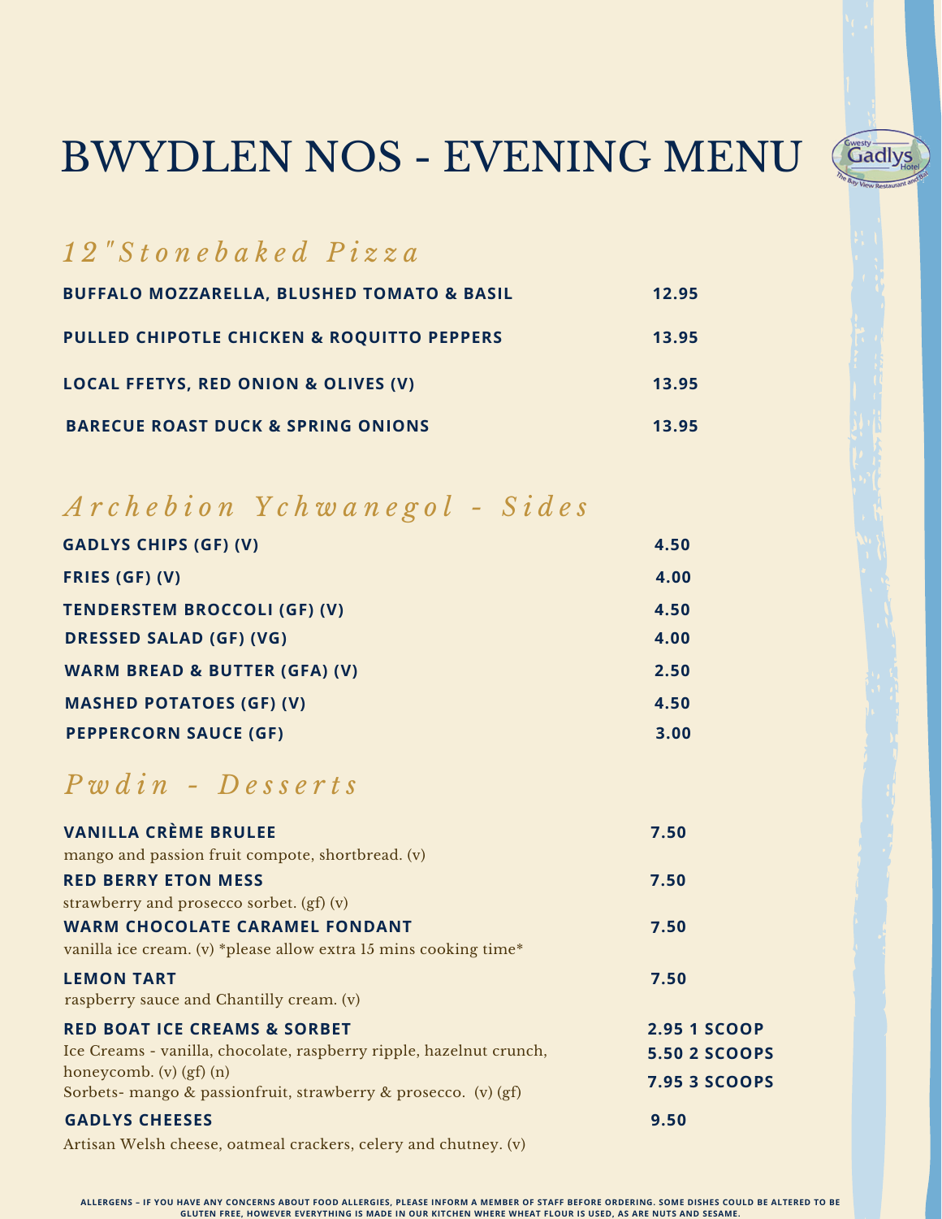# BWYDLEN NOS - EVENING MENU

## *12"Stonebaked Pizza*

| | |
|---|---|
| **BUFFALO MOZZARELLA, BLUSHED TOMATO & BASIL** | **12.95** |
| **PULLED CHIPOTLE CHICKEN & ROQUITTO PEPPERS** | **13.95** |
| **LOCAL FFETYS, RED ONION & OLIVES (V)** | **13.95** |
| **BARECUE ROAST DUCK & SPRING ONIONS** | **13.95** |

## *Archebion Ychwanegol - Sides*

| | |
|---|---|
| **GADLYS CHIPS (GF) (V)** | **4.50** |
| **FRIES (GF) (V)** | **4.00** |
| **TENDERSTEM BROCCOLI (GF) (V)** | **4.50** |
| **DRESSED SALAD (GF) (VG)** | **4.00** |
| **WARM BREAD & BUTTER (GFA) (V)** | **2.50** |
| **MASHED POTATOES (GF) (V)** | **4.50** |
| **PEPPERCORN SAUCE (GF)** | **3.00** |

## *Pwdin - Desserts*

**VANILLA CRÈME BRULEE** — **7.50**
mango and passion fruit compote, shortbread. (v)

**RED BERRY ETON MESS** — **7.50**
strawberry and prosecco sorbet. (gf) (v)

**WARM CHOCOLATE CARAMEL FONDANT** — **7.50**
vanilla ice cream. (v) *please allow extra 15 mins cooking time*

**LEMON TART** — **7.50**
raspberry sauce and Chantilly cream. (v)

**RED BOAT ICE CREAMS & SORBET** — **2.95 1 SCOOP** / **5.50 2 SCOOPS** / **7.95 3 SCOOPS**
Ice Creams - vanilla, chocolate, raspberry ripple, hazelnut crunch, honeycomb. (v) (gf) (n)
Sorbets- mango & passionfruit, strawberry & prosecco. (v) (gf)

**GADLYS CHEESES** — **9.50**
Artisan Welsh cheese, oatmeal crackers, celery and chutney. (v)

**ALLERGENS – IF YOU HAVE ANY CONCERNS ABOUT FOOD ALLERGIES, PLEASE INFORM A MEMBER OF STAFF BEFORE ORDERING. SOME DISHES COULD BE ALTERED TO BE GLUTEN FREE, HOWEVER EVERYTHING IS MADE IN OUR KITCHEN WHERE WHEAT FLOUR IS USED, AS ARE NUTS AND SESAME.**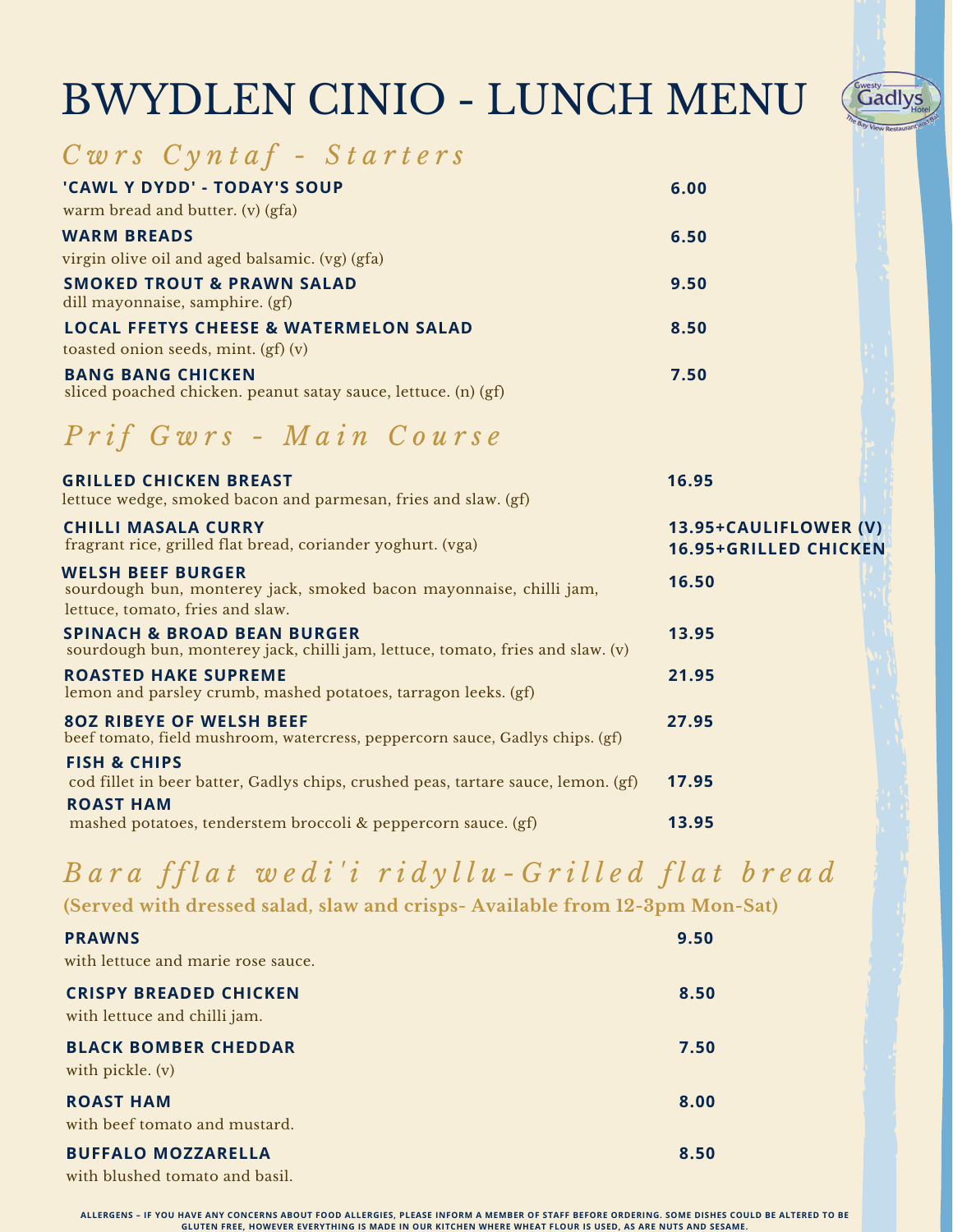# BWYDLEN CINIO - LUNCH MENU

## *Cwrs Cyntaf - Starters*

**'CAWL Y DYDD' - TODAY'S SOUP** — 6.00
warm bread and butter. (v) (gfa)

**WARM BREADS** — 6.50
virgin olive oil and aged balsamic. (vg) (gfa)

**SMOKED TROUT & PRAWN SALAD** — 9.50
dill mayonnaise, samphire. (gf)

**LOCAL FFETYS CHEESE & WATERMELON SALAD** — 8.50
toasted onion seeds, mint. (gf) (v)

**BANG BANG CHICKEN** — 7.50
sliced poached chicken. peanut satay sauce, lettuce. (n) (gf)

## *Prif Gwrs - Main Course*

**GRILLED CHICKEN BREAST** — 16.95
lettuce wedge, smoked bacon and parmesan, fries and slaw. (gf)

**CHILLI MASALA CURRY** — 13.95+CAULIFLOWER (V) / 16.95+GRILLED CHICKEN
fragrant rice, grilled flat bread, coriander yoghurt. (vga)

**WELSH BEEF BURGER** — 16.50
sourdough bun, monterey jack, smoked bacon mayonnaise, chilli jam, lettuce, tomato, fries and slaw.

**SPINACH & BROAD BEAN BURGER** — 13.95
sourdough bun, monterey jack, chilli jam, lettuce, tomato, fries and slaw. (v)

**ROASTED HAKE SUPREME** — 21.95
lemon and parsley crumb, mashed potatoes, tarragon leeks. (gf)

**8OZ RIBEYE OF WELSH BEEF** — 27.95
beef tomato, field mushroom, watercress, peppercorn sauce, Gadlys chips. (gf)

**FISH & CHIPS** — 17.95
cod fillet in beer batter, Gadlys chips, crushed peas, tartare sauce, lemon. (gf)

**ROAST HAM** — 13.95
mashed potatoes, tenderstem broccoli & peppercorn sauce. (gf)

## *Bara fflat wedi'i ridyllu-Grilled flat bread*

**(Served with dressed salad, slaw and crisps- Available from 12-3pm Mon-Sat)**

**PRAWNS** — 9.50
with lettuce and marie rose sauce.

**CRISPY BREADED CHICKEN** — 8.50
with lettuce and chilli jam.

**BLACK BOMBER CHEDDAR** — 7.50
with pickle. (v)

**ROAST HAM** — 8.00
with beef tomato and mustard.

**BUFFALO MOZZARELLA** — 8.50
with blushed tomato and basil.

ALLERGENS – IF YOU HAVE ANY CONCERNS ABOUT FOOD ALLERGIES, PLEASE INFORM A MEMBER OF STAFF BEFORE ORDERING. SOME DISHES COULD BE ALTERED TO BE GLUTEN FREE, HOWEVER EVERYTHING IS MADE IN OUR KITCHEN WHERE WHEAT FLOUR IS USED, AS ARE NUTS AND SESAME.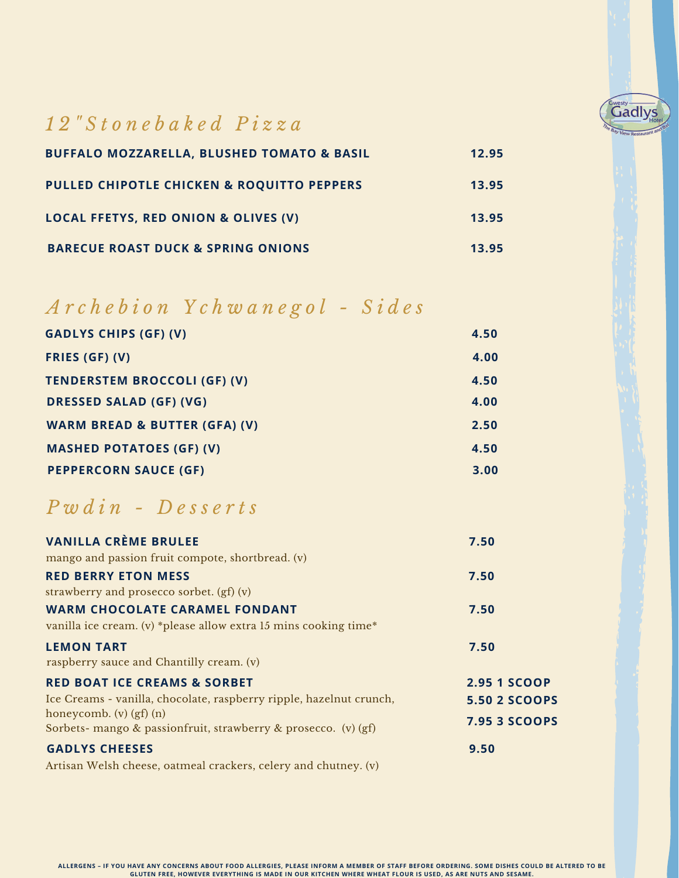## *12"Stonebaked Pizza*

| | |
|---|---|
| **BUFFALO MOZZARELLA, BLUSHED TOMATO & BASIL** | **12.95** |
| **PULLED CHIPOTLE CHICKEN & ROQUITTO PEPPERS** | **13.95** |
| **LOCAL FFETYS, RED ONION & OLIVES (V)** | **13.95** |
| **BARECUE ROAST DUCK & SPRING ONIONS** | **13.95** |

## *Archebion Ychwanegol - Sides*

| | |
|---|---|
| **GADLYS CHIPS (GF) (V)** | **4.50** |
| **FRIES (GF) (V)** | **4.00** |
| **TENDERSTEM BROCCOLI (GF) (V)** | **4.50** |
| **DRESSED SALAD (GF) (VG)** | **4.00** |
| **WARM BREAD & BUTTER (GFA) (V)** | **2.50** |
| **MASHED POTATOES (GF) (V)** | **4.50** |
| **PEPPERCORN SAUCE (GF)** | **3.00** |

## *Pwdin - Desserts*

**VANILLA CRÈME BRULEE** — **7.50**
mango and passion fruit compote, shortbread. (v)

**RED BERRY ETON MESS** — **7.50**
strawberry and prosecco sorbet. (gf) (v)

**WARM CHOCOLATE CARAMEL FONDANT** — **7.50**
vanilla ice cream. (v) *please allow extra 15 mins cooking time*

**LEMON TART** — **7.50**
raspberry sauce and Chantilly cream. (v)

**RED BOAT ICE CREAMS & SORBET** — **2.95 1 SCOOP** / **5.50 2 SCOOPS** / **7.95 3 SCOOPS**
Ice Creams - vanilla, chocolate, raspberry ripple, hazelnut crunch, honeycomb. (v) (gf) (n)
Sorbets- mango & passionfruit, strawberry & prosecco. (v) (gf)

**GADLYS CHEESES** — **9.50**
Artisan Welsh cheese, oatmeal crackers, celery and chutney. (v)

**ALLERGENS – IF YOU HAVE ANY CONCERNS ABOUT FOOD ALLERGIES, PLEASE INFORM A MEMBER OF STAFF BEFORE ORDERING. SOME DISHES COULD BE ALTERED TO BE GLUTEN FREE, HOWEVER EVERYTHING IS MADE IN OUR KITCHEN WHERE WHEAT FLOUR IS USED, AS ARE NUTS AND SESAME.**